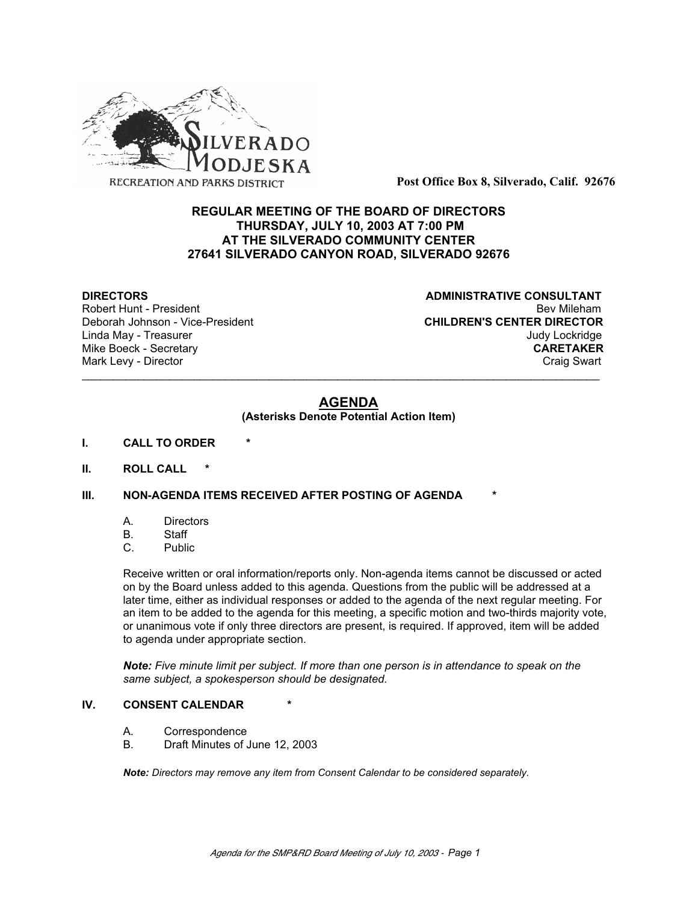SILVERADO MODJESKA
RECREATION AND PARKS DISTRICT

**Post Office Box 8, Silverado, Calif. 92676**

**REGULAR MEETING OF THE BOARD OF DIRECTORS**
**THURSDAY, JULY 10, 2003 AT 7:00 PM**
**AT THE SILVERADO COMMUNITY CENTER**
**27641 SILVERADO CANYON ROAD, SILVERADO 92676**

**DIRECTORS**
Robert Hunt - President
Deborah Johnson - Vice-President
Linda May - Treasurer
Mike Boeck - Secretary
Mark Levy - Director

**ADMINISTRATIVE CONSULTANT**
Bev Mileham
**CHILDREN'S CENTER DIRECTOR**
Judy Lockridge
**CARETAKER**
Craig Swart

---

## AGENDA

**(Asterisks Denote Potential Action Item)**

**I. CALL TO ORDER \***

**II. ROLL CALL \***

**III. NON-AGENDA ITEMS RECEIVED AFTER POSTING OF AGENDA \***

A. Directors
B. Staff
C. Public

Receive written or oral information/reports only. Non-agenda items cannot be discussed or acted on by the Board unless added to this agenda. Questions from the public will be addressed at a later time, either as individual responses or added to the agenda of the next regular meeting. For an item to be added to the agenda for this meeting, a specific motion and two-thirds majority vote, or unanimous vote if only three directors are present, is required. If approved, item will be added to agenda under appropriate section.

***Note:*** *Five minute limit per subject. If more than one person is in attendance to speak on the same subject, a spokesperson should be designated.*

**IV. CONSENT CALENDAR \***

A. Correspondence
B. Draft Minutes of June 12, 2003

***Note:*** *Directors may remove any item from Consent Calendar to be considered separately.*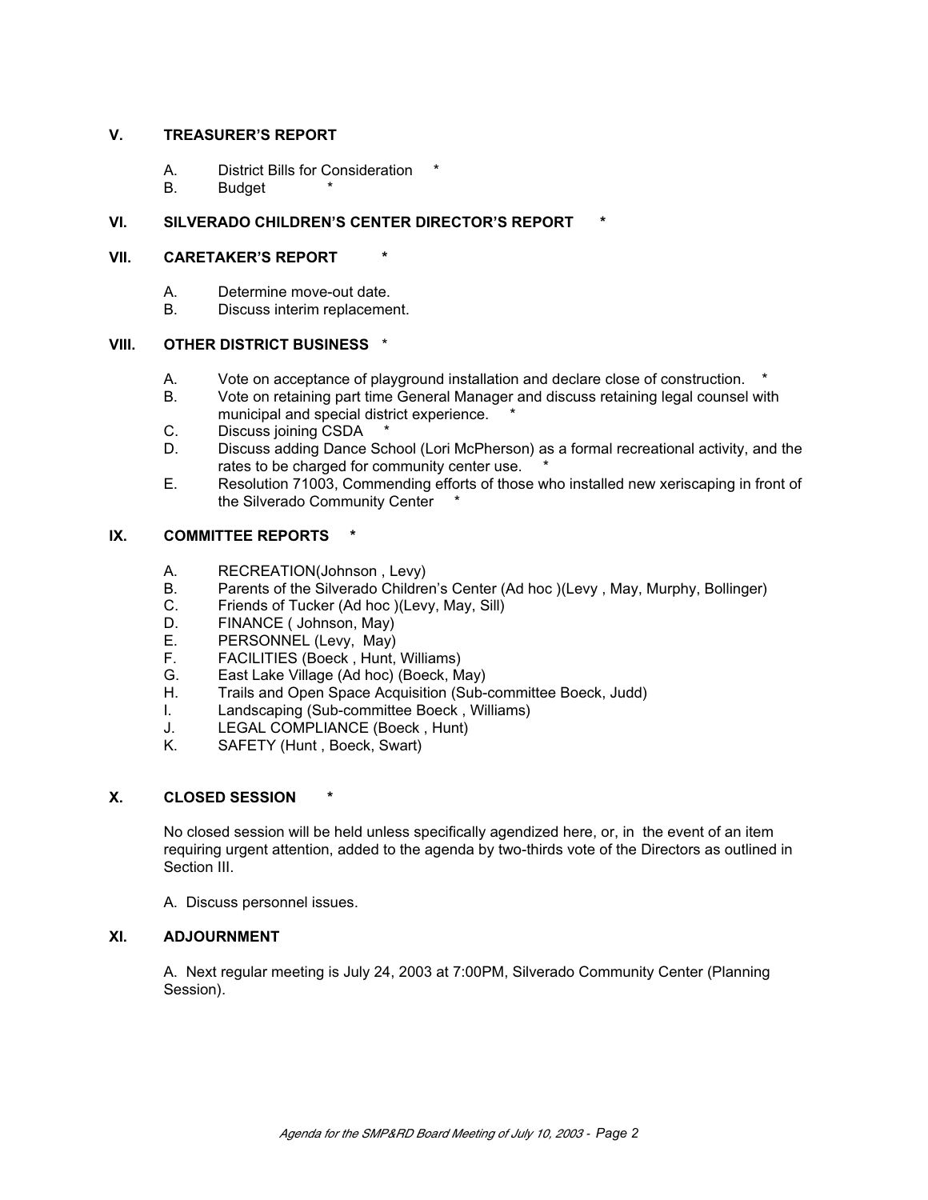## V. TREASURER'S REPORT

A. District Bills for Consideration *
B. Budget *

## VI. SILVERADO CHILDREN'S CENTER DIRECTOR'S REPORT *

## VII. CARETAKER'S REPORT *

A. Determine move-out date.
B. Discuss interim replacement.

## VIII. OTHER DISTRICT BUSINESS *

A. Vote on acceptance of playground installation and declare close of construction. *
B. Vote on retaining part time General Manager and discuss retaining legal counsel with municipal and special district experience. *
C. Discuss joining CSDA *
D. Discuss adding Dance School (Lori McPherson) as a formal recreational activity, and the rates to be charged for community center use. *
E. Resolution 71003, Commending efforts of those who installed new xeriscaping in front of the Silverado Community Center *

## IX. COMMITTEE REPORTS *

A. RECREATION(Johnson , Levy)
B. Parents of the Silverado Children's Center (Ad hoc )(Levy , May, Murphy, Bollinger)
C. Friends of Tucker (Ad hoc )(Levy, May, Sill)
D. FINANCE ( Johnson, May)
E. PERSONNEL (Levy, May)
F. FACILITIES (Boeck , Hunt, Williams)
G. East Lake Village (Ad hoc) (Boeck, May)
H. Trails and Open Space Acquisition (Sub-committee Boeck, Judd)
I. Landscaping (Sub-committee Boeck , Williams)
J. LEGAL COMPLIANCE (Boeck , Hunt)
K. SAFETY (Hunt , Boeck, Swart)

## X. CLOSED SESSION *

No closed session will be held unless specifically agendized here, or, in the event of an item requiring urgent attention, added to the agenda by two-thirds vote of the Directors as outlined in Section III.

A. Discuss personnel issues.

## XI. ADJOURNMENT

A. Next regular meeting is July 24, 2003 at 7:00PM, Silverado Community Center (Planning Session).